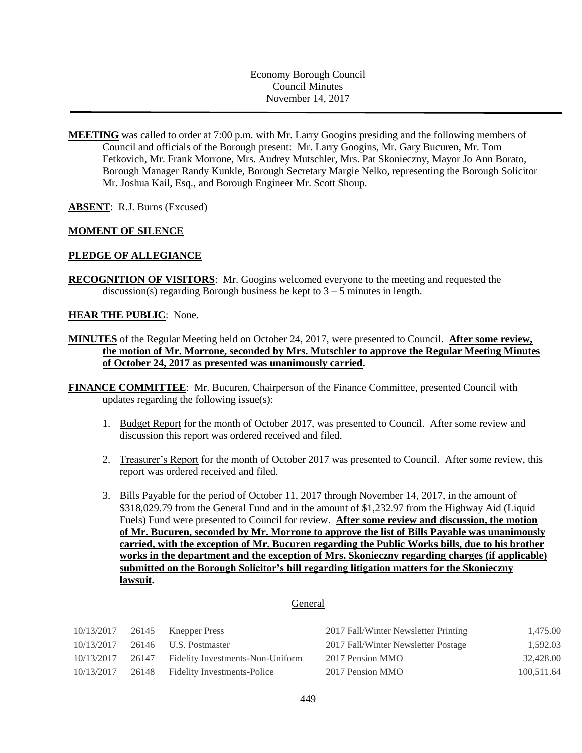Economy Borough Council
Council Minutes
November 14, 2017

**MEETING** was called to order at 7:00 p.m. with Mr. Larry Googins presiding and the following members of Council and officials of the Borough present: Mr. Larry Googins, Mr. Gary Bucuren, Mr. Tom Fetkovich, Mr. Frank Morrone, Mrs. Audrey Mutschler, Mrs. Pat Skonieczny, Mayor Jo Ann Borato, Borough Manager Randy Kunkle, Borough Secretary Margie Nelko, representing the Borough Solicitor Mr. Joshua Kail, Esq., and Borough Engineer Mr. Scott Shoup.

**ABSENT**: R.J. Burns (Excused)

**MOMENT OF SILENCE**

**PLEDGE OF ALLEGIANCE**

**RECOGNITION OF VISITORS**: Mr. Googins welcomed everyone to the meeting and requested the discussion(s) regarding Borough business be kept to 3 – 5 minutes in length.

**HEAR THE PUBLIC**: None.

**MINUTES** of the Regular Meeting held on October 24, 2017, were presented to Council. **After some review, the motion of Mr. Morrone, seconded by Mrs. Mutschler to approve the Regular Meeting Minutes of October 24, 2017 as presented was unanimously carried.**

**FINANCE COMMITTEE**: Mr. Bucuren, Chairperson of the Finance Committee, presented Council with updates regarding the following issue(s):

1. Budget Report for the month of October 2017, was presented to Council. After some review and discussion this report was ordered received and filed.

2. Treasurer's Report for the month of October 2017 was presented to Council. After some review, this report was ordered received and filed.

3. Bills Payable for the period of October 11, 2017 through November 14, 2017, in the amount of \$318,029.79 from the General Fund and in the amount of \$1,232.97 from the Highway Aid (Liquid Fuels) Fund were presented to Council for review. **After some review and discussion, the motion of Mr. Bucuren, seconded by Mr. Morrone to approve the list of Bills Payable was unanimously carried, with the exception of Mr. Bucuren regarding the Public Works bills, due to his brother works in the department and the exception of Mrs. Skonieczny regarding charges (if applicable) submitted on the Borough Solicitor's bill regarding litigation matters for the Skonieczny lawsuit.**

General

| | | | | |
|---|---|---|---|---|
| 10/13/2017 | 26145 | Knepper Press | 2017 Fall/Winter Newsletter Printing | 1,475.00 |
| 10/13/2017 | 26146 | U.S. Postmaster | 2017 Fall/Winter Newsletter Postage | 1,592.03 |
| 10/13/2017 | 26147 | Fidelity Investments-Non-Uniform | 2017 Pension MMO | 32,428.00 |
| 10/13/2017 | 26148 | Fidelity Investments-Police | 2017 Pension MMO | 100,511.64 |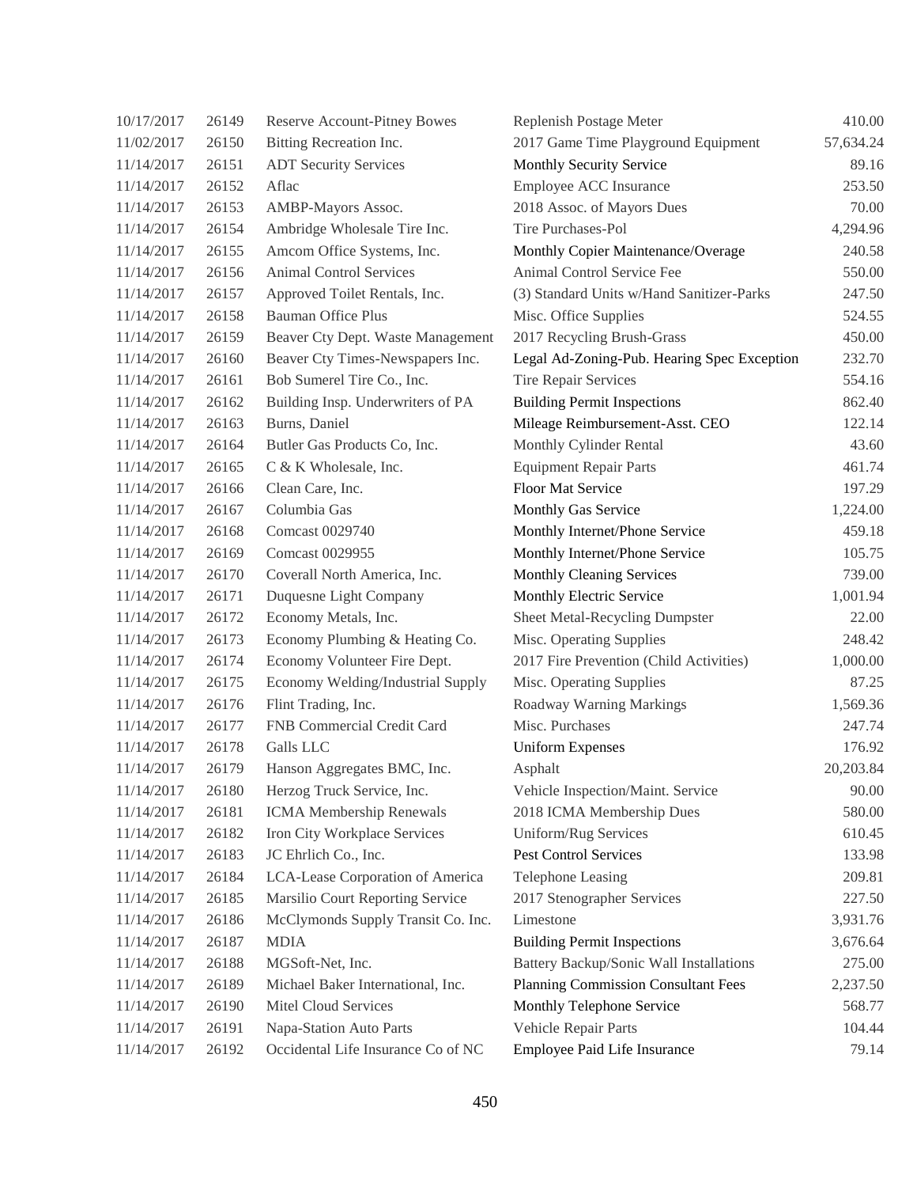| | | | | |
|---|---|---|---|---|
| 10/17/2017 | 26149 | Reserve Account-Pitney Bowes | Replenish Postage Meter | 410.00 |
| 11/02/2017 | 26150 | Bitting Recreation Inc. | 2017 Game Time Playground Equipment | 57,634.24 |
| 11/14/2017 | 26151 | ADT Security Services | Monthly Security Service | 89.16 |
| 11/14/2017 | 26152 | Aflac | Employee ACC Insurance | 253.50 |
| 11/14/2017 | 26153 | AMBP-Mayors Assoc. | 2018 Assoc. of Mayors Dues | 70.00 |
| 11/14/2017 | 26154 | Ambridge Wholesale Tire Inc. | Tire Purchases-Pol | 4,294.96 |
| 11/14/2017 | 26155 | Amcom Office Systems, Inc. | Monthly Copier Maintenance/Overage | 240.58 |
| 11/14/2017 | 26156 | Animal Control Services | Animal Control Service Fee | 550.00 |
| 11/14/2017 | 26157 | Approved Toilet Rentals, Inc. | (3) Standard Units w/Hand Sanitizer-Parks | 247.50 |
| 11/14/2017 | 26158 | Bauman Office Plus | Misc. Office Supplies | 524.55 |
| 11/14/2017 | 26159 | Beaver Cty Dept. Waste Management | 2017 Recycling Brush-Grass | 450.00 |
| 11/14/2017 | 26160 | Beaver Cty Times-Newspapers Inc. | Legal Ad-Zoning-Pub. Hearing Spec Exception | 232.70 |
| 11/14/2017 | 26161 | Bob Sumerel Tire Co., Inc. | Tire Repair Services | 554.16 |
| 11/14/2017 | 26162 | Building Insp. Underwriters of PA | Building Permit Inspections | 862.40 |
| 11/14/2017 | 26163 | Burns, Daniel | Mileage Reimbursement-Asst. CEO | 122.14 |
| 11/14/2017 | 26164 | Butler Gas Products Co, Inc. | Monthly Cylinder Rental | 43.60 |
| 11/14/2017 | 26165 | C & K Wholesale, Inc. | Equipment Repair Parts | 461.74 |
| 11/14/2017 | 26166 | Clean Care, Inc. | Floor Mat Service | 197.29 |
| 11/14/2017 | 26167 | Columbia Gas | Monthly Gas Service | 1,224.00 |
| 11/14/2017 | 26168 | Comcast 0029740 | Monthly Internet/Phone Service | 459.18 |
| 11/14/2017 | 26169 | Comcast 0029955 | Monthly Internet/Phone Service | 105.75 |
| 11/14/2017 | 26170 | Coverall North America, Inc. | Monthly Cleaning Services | 739.00 |
| 11/14/2017 | 26171 | Duquesne Light Company | Monthly Electric Service | 1,001.94 |
| 11/14/2017 | 26172 | Economy Metals, Inc. | Sheet Metal-Recycling Dumpster | 22.00 |
| 11/14/2017 | 26173 | Economy Plumbing & Heating Co. | Misc. Operating Supplies | 248.42 |
| 11/14/2017 | 26174 | Economy Volunteer Fire Dept. | 2017 Fire Prevention (Child Activities) | 1,000.00 |
| 11/14/2017 | 26175 | Economy Welding/Industrial Supply | Misc. Operating Supplies | 87.25 |
| 11/14/2017 | 26176 | Flint Trading, Inc. | Roadway Warning Markings | 1,569.36 |
| 11/14/2017 | 26177 | FNB Commercial Credit Card | Misc. Purchases | 247.74 |
| 11/14/2017 | 26178 | Galls LLC | Uniform Expenses | 176.92 |
| 11/14/2017 | 26179 | Hanson Aggregates BMC, Inc. | Asphalt | 20,203.84 |
| 11/14/2017 | 26180 | Herzog Truck Service, Inc. | Vehicle Inspection/Maint. Service | 90.00 |
| 11/14/2017 | 26181 | ICMA Membership Renewals | 2018 ICMA Membership Dues | 580.00 |
| 11/14/2017 | 26182 | Iron City Workplace Services | Uniform/Rug Services | 610.45 |
| 11/14/2017 | 26183 | JC Ehrlich Co., Inc. | Pest Control Services | 133.98 |
| 11/14/2017 | 26184 | LCA-Lease Corporation of America | Telephone Leasing | 209.81 |
| 11/14/2017 | 26185 | Marsilio Court Reporting Service | 2017 Stenographer Services | 227.50 |
| 11/14/2017 | 26186 | McClymonds Supply Transit Co. Inc. | Limestone | 3,931.76 |
| 11/14/2017 | 26187 | MDIA | Building Permit Inspections | 3,676.64 |
| 11/14/2017 | 26188 | MGSoft-Net, Inc. | Battery Backup/Sonic Wall Installations | 275.00 |
| 11/14/2017 | 26189 | Michael Baker International, Inc. | Planning Commission Consultant Fees | 2,237.50 |
| 11/14/2017 | 26190 | Mitel Cloud Services | Monthly Telephone Service | 568.77 |
| 11/14/2017 | 26191 | Napa-Station Auto Parts | Vehicle Repair Parts | 104.44 |
| 11/14/2017 | 26192 | Occidental Life Insurance Co of NC | Employee Paid Life Insurance | 79.14 |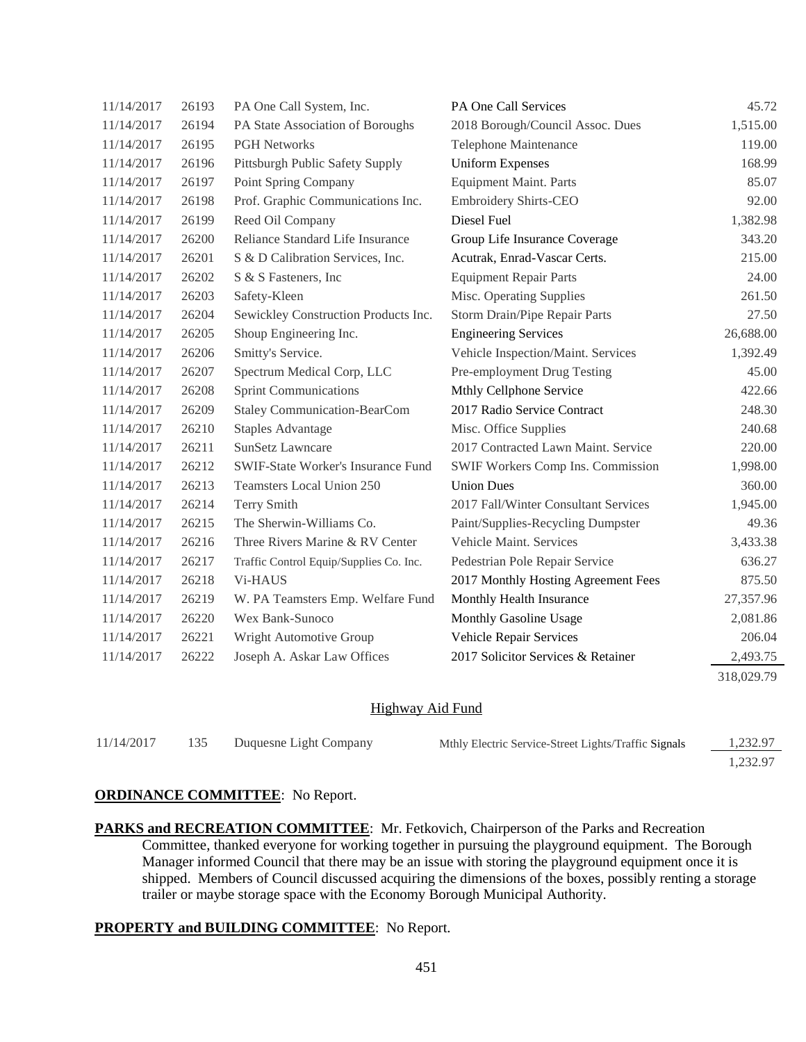| | | | | |
|---|---|---|---|---|
| 11/14/2017 | 26193 | PA One Call System, Inc. | PA One Call Services | 45.72 |
| 11/14/2017 | 26194 | PA State Association of Boroughs | 2018 Borough/Council Assoc. Dues | 1,515.00 |
| 11/14/2017 | 26195 | PGH Networks | Telephone Maintenance | 119.00 |
| 11/14/2017 | 26196 | Pittsburgh Public Safety Supply | Uniform Expenses | 168.99 |
| 11/14/2017 | 26197 | Point Spring Company | Equipment Maint. Parts | 85.07 |
| 11/14/2017 | 26198 | Prof. Graphic Communications Inc. | Embroidery Shirts-CEO | 92.00 |
| 11/14/2017 | 26199 | Reed Oil Company | Diesel Fuel | 1,382.98 |
| 11/14/2017 | 26200 | Reliance Standard Life Insurance | Group Life Insurance Coverage | 343.20 |
| 11/14/2017 | 26201 | S & D Calibration Services, Inc. | Acutrak, Enrad-Vascar Certs. | 215.00 |
| 11/14/2017 | 26202 | S & S Fasteners, Inc | Equipment Repair Parts | 24.00 |
| 11/14/2017 | 26203 | Safety-Kleen | Misc. Operating Supplies | 261.50 |
| 11/14/2017 | 26204 | Sewickley Construction Products Inc. | Storm Drain/Pipe Repair Parts | 27.50 |
| 11/14/2017 | 26205 | Shoup Engineering Inc. | Engineering Services | 26,688.00 |
| 11/14/2017 | 26206 | Smitty's Service. | Vehicle Inspection/Maint. Services | 1,392.49 |
| 11/14/2017 | 26207 | Spectrum Medical Corp, LLC | Pre-employment Drug Testing | 45.00 |
| 11/14/2017 | 26208 | Sprint Communications | Mthly Cellphone Service | 422.66 |
| 11/14/2017 | 26209 | Staley Communication-BearCom | 2017 Radio Service Contract | 248.30 |
| 11/14/2017 | 26210 | Staples Advantage | Misc. Office Supplies | 240.68 |
| 11/14/2017 | 26211 | SunSetz Lawncare | 2017 Contracted Lawn Maint. Service | 220.00 |
| 11/14/2017 | 26212 | SWIF-State Worker's Insurance Fund | SWIF Workers Comp Ins. Commission | 1,998.00 |
| 11/14/2017 | 26213 | Teamsters Local Union 250 | Union Dues | 360.00 |
| 11/14/2017 | 26214 | Terry Smith | 2017 Fall/Winter Consultant Services | 1,945.00 |
| 11/14/2017 | 26215 | The Sherwin-Williams Co. | Paint/Supplies-Recycling Dumpster | 49.36 |
| 11/14/2017 | 26216 | Three Rivers Marine & RV Center | Vehicle Maint. Services | 3,433.38 |
| 11/14/2017 | 26217 | Traffic Control Equip/Supplies Co. Inc. | Pedestrian Pole Repair Service | 636.27 |
| 11/14/2017 | 26218 | Vi-HAUS | 2017 Monthly Hosting Agreement Fees | 875.50 |
| 11/14/2017 | 26219 | W. PA Teamsters Emp. Welfare Fund | Monthly Health Insurance | 27,357.96 |
| 11/14/2017 | 26220 | Wex Bank-Sunoco | Monthly Gasoline Usage | 2,081.86 |
| 11/14/2017 | 26221 | Wright Automotive Group | Vehicle Repair Services | 206.04 |
| 11/14/2017 | 26222 | Joseph A. Askar Law Offices | 2017 Solicitor Services & Retainer | 2,493.75 |
| | | | | 318,029.79 |

Highway Aid Fund

| | | | | |
|---|---|---|---|---|
| 11/14/2017 | 135 | Duquesne Light Company | Mthly Electric Service-Street Lights/Traffic Signals | 1,232.97 |
| | | | | 1,232.97 |

**ORDINANCE COMMITTEE**: No Report.

**PARKS and RECREATION COMMITTEE**: Mr. Fetkovich, Chairperson of the Parks and Recreation Committee, thanked everyone for working together in pursuing the playground equipment. The Borough Manager informed Council that there may be an issue with storing the playground equipment once it is shipped. Members of Council discussed acquiring the dimensions of the boxes, possibly renting a storage trailer or maybe storage space with the Economy Borough Municipal Authority.

**PROPERTY and BUILDING COMMITTEE**: No Report.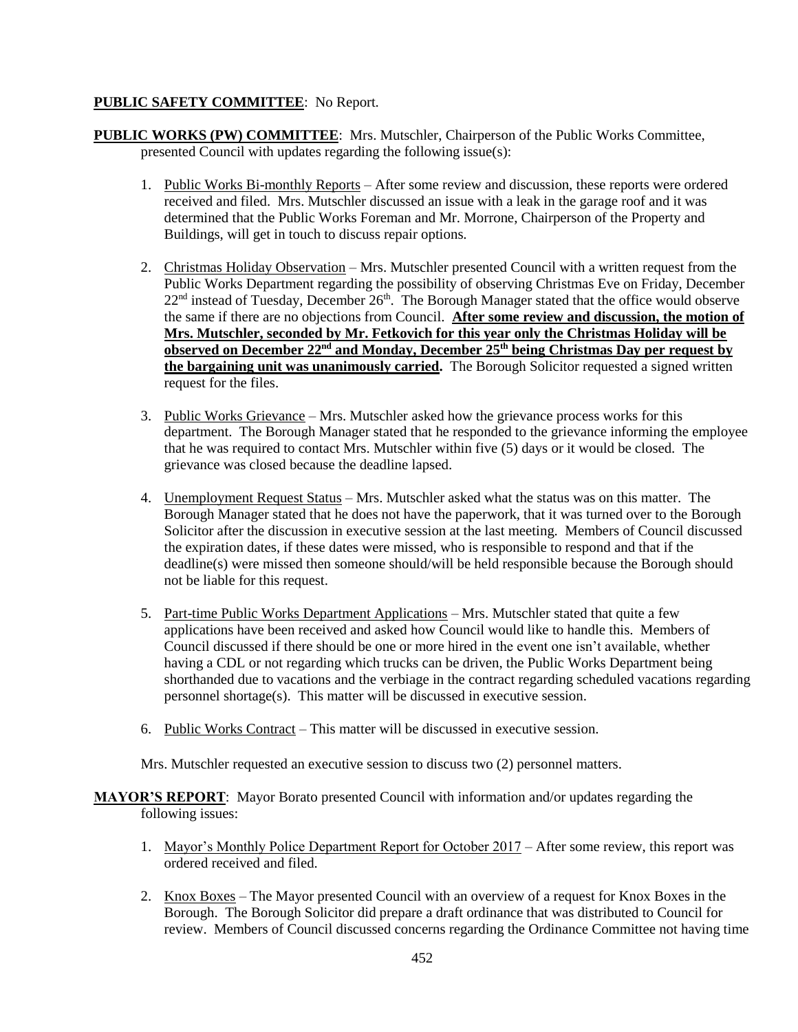**PUBLIC SAFETY COMMITTEE**: No Report.

**PUBLIC WORKS (PW) COMMITTEE**: Mrs. Mutschler, Chairperson of the Public Works Committee, presented Council with updates regarding the following issue(s):

1. Public Works Bi-monthly Reports – After some review and discussion, these reports were ordered received and filed. Mrs. Mutschler discussed an issue with a leak in the garage roof and it was determined that the Public Works Foreman and Mr. Morrone, Chairperson of the Property and Buildings, will get in touch to discuss repair options.

2. Christmas Holiday Observation – Mrs. Mutschler presented Council with a written request from the Public Works Department regarding the possibility of observing Christmas Eve on Friday, December 22nd instead of Tuesday, December 26th. The Borough Manager stated that the office would observe the same if there are no objections from Council. **After some review and discussion, the motion of Mrs. Mutschler, seconded by Mr. Fetkovich for this year only the Christmas Holiday will be observed on December 22nd and Monday, December 25th being Christmas Day per request by the bargaining unit was unanimously carried.** The Borough Solicitor requested a signed written request for the files.

3. Public Works Grievance – Mrs. Mutschler asked how the grievance process works for this department. The Borough Manager stated that he responded to the grievance informing the employee that he was required to contact Mrs. Mutschler within five (5) days or it would be closed. The grievance was closed because the deadline lapsed.

4. Unemployment Request Status – Mrs. Mutschler asked what the status was on this matter. The Borough Manager stated that he does not have the paperwork, that it was turned over to the Borough Solicitor after the discussion in executive session at the last meeting. Members of Council discussed the expiration dates, if these dates were missed, who is responsible to respond and that if the deadline(s) were missed then someone should/will be held responsible because the Borough should not be liable for this request.

5. Part-time Public Works Department Applications – Mrs. Mutschler stated that quite a few applications have been received and asked how Council would like to handle this. Members of Council discussed if there should be one or more hired in the event one isn't available, whether having a CDL or not regarding which trucks can be driven, the Public Works Department being shorthanded due to vacations and the verbiage in the contract regarding scheduled vacations regarding personnel shortage(s). This matter will be discussed in executive session.

6. Public Works Contract – This matter will be discussed in executive session.

Mrs. Mutschler requested an executive session to discuss two (2) personnel matters.

**MAYOR'S REPORT**: Mayor Borato presented Council with information and/or updates regarding the following issues:

1. Mayor's Monthly Police Department Report for October 2017 – After some review, this report was ordered received and filed.

2. Knox Boxes – The Mayor presented Council with an overview of a request for Knox Boxes in the Borough. The Borough Solicitor did prepare a draft ordinance that was distributed to Council for review. Members of Council discussed concerns regarding the Ordinance Committee not having time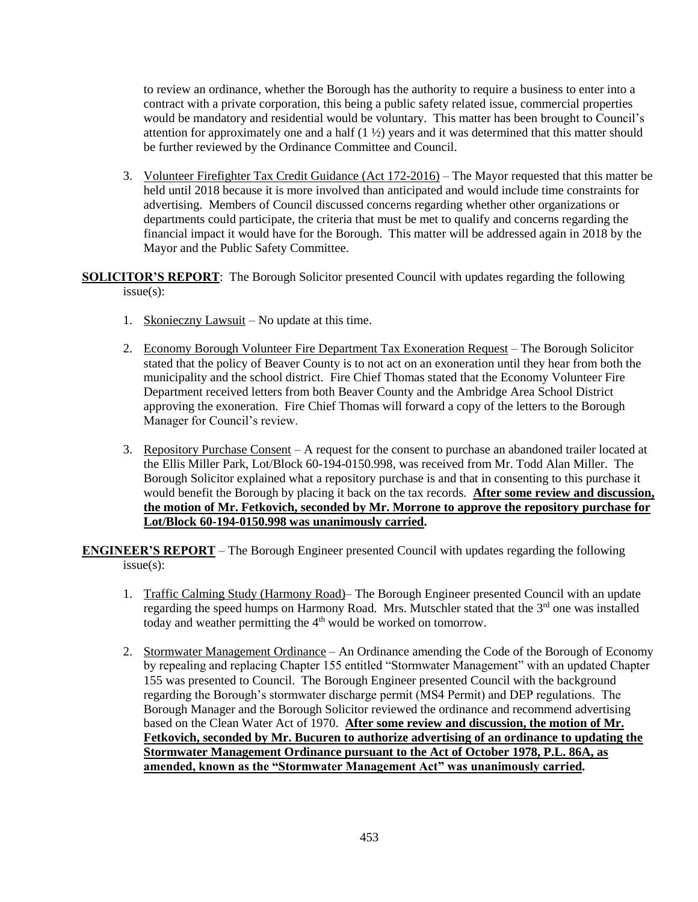to review an ordinance, whether the Borough has the authority to require a business to enter into a contract with a private corporation, this being a public safety related issue, commercial properties would be mandatory and residential would be voluntary. This matter has been brought to Council's attention for approximately one and a half (1 ½) years and it was determined that this matter should be further reviewed by the Ordinance Committee and Council.

3. Volunteer Firefighter Tax Credit Guidance (Act 172-2016) – The Mayor requested that this matter be held until 2018 because it is more involved than anticipated and would include time constraints for advertising. Members of Council discussed concerns regarding whether other organizations or departments could participate, the criteria that must be met to qualify and concerns regarding the financial impact it would have for the Borough. This matter will be addressed again in 2018 by the Mayor and the Public Safety Committee.

**SOLICITOR'S REPORT**: The Borough Solicitor presented Council with updates regarding the following issue(s):

1. Skonieczny Lawsuit – No update at this time.

2. Economy Borough Volunteer Fire Department Tax Exoneration Request – The Borough Solicitor stated that the policy of Beaver County is to not act on an exoneration until they hear from both the municipality and the school district. Fire Chief Thomas stated that the Economy Volunteer Fire Department received letters from both Beaver County and the Ambridge Area School District approving the exoneration. Fire Chief Thomas will forward a copy of the letters to the Borough Manager for Council's review.

3. Repository Purchase Consent – A request for the consent to purchase an abandoned trailer located at the Ellis Miller Park, Lot/Block 60-194-0150.998, was received from Mr. Todd Alan Miller. The Borough Solicitor explained what a repository purchase is and that in consenting to this purchase it would benefit the Borough by placing it back on the tax records. **After some review and discussion, the motion of Mr. Fetkovich, seconded by Mr. Morrone to approve the repository purchase for Lot/Block 60-194-0150.998 was unanimously carried.**

**ENGINEER'S REPORT** – The Borough Engineer presented Council with updates regarding the following issue(s):

1. Traffic Calming Study (Harmony Road)– The Borough Engineer presented Council with an update regarding the speed humps on Harmony Road. Mrs. Mutschler stated that the 3rd one was installed today and weather permitting the 4th would be worked on tomorrow.

2. Stormwater Management Ordinance – An Ordinance amending the Code of the Borough of Economy by repealing and replacing Chapter 155 entitled "Stormwater Management" with an updated Chapter 155 was presented to Council. The Borough Engineer presented Council with the background regarding the Borough's stormwater discharge permit (MS4 Permit) and DEP regulations. The Borough Manager and the Borough Solicitor reviewed the ordinance and recommend advertising based on the Clean Water Act of 1970. **After some review and discussion, the motion of Mr. Fetkovich, seconded by Mr. Bucuren to authorize advertising of an ordinance to updating the Stormwater Management Ordinance pursuant to the Act of October 1978, P.L. 86A, as amended, known as the "Stormwater Management Act" was unanimously carried.**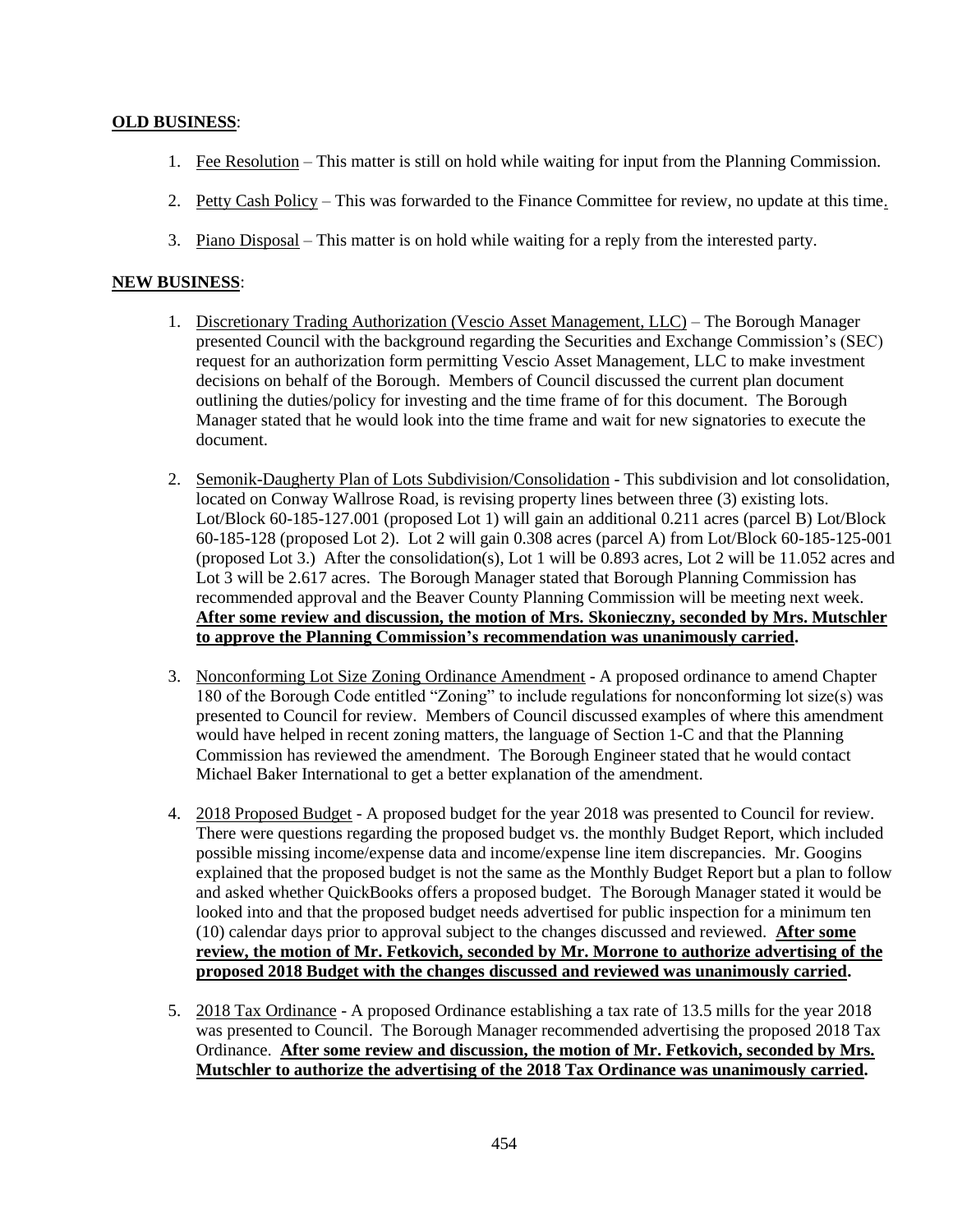**OLD BUSINESS**:

1. Fee Resolution – This matter is still on hold while waiting for input from the Planning Commission.

2. Petty Cash Policy – This was forwarded to the Finance Committee for review, no update at this time.

3. Piano Disposal – This matter is on hold while waiting for a reply from the interested party.

**NEW BUSINESS**:

1. Discretionary Trading Authorization (Vescio Asset Management, LLC) – The Borough Manager presented Council with the background regarding the Securities and Exchange Commission's (SEC) request for an authorization form permitting Vescio Asset Management, LLC to make investment decisions on behalf of the Borough. Members of Council discussed the current plan document outlining the duties/policy for investing and the time frame of for this document. The Borough Manager stated that he would look into the time frame and wait for new signatories to execute the document.

2. Semonik-Daugherty Plan of Lots Subdivision/Consolidation - This subdivision and lot consolidation, located on Conway Wallrose Road, is revising property lines between three (3) existing lots. Lot/Block 60-185-127.001 (proposed Lot 1) will gain an additional 0.211 acres (parcel B) Lot/Block 60-185-128 (proposed Lot 2). Lot 2 will gain 0.308 acres (parcel A) from Lot/Block 60-185-125-001 (proposed Lot 3.) After the consolidation(s), Lot 1 will be 0.893 acres, Lot 2 will be 11.052 acres and Lot 3 will be 2.617 acres. The Borough Manager stated that Borough Planning Commission has recommended approval and the Beaver County Planning Commission will be meeting next week. **After some review and discussion, the motion of Mrs. Skonieczny, seconded by Mrs. Mutschler to approve the Planning Commission's recommendation was unanimously carried.**

3. Nonconforming Lot Size Zoning Ordinance Amendment - A proposed ordinance to amend Chapter 180 of the Borough Code entitled "Zoning" to include regulations for nonconforming lot size(s) was presented to Council for review. Members of Council discussed examples of where this amendment would have helped in recent zoning matters, the language of Section 1-C and that the Planning Commission has reviewed the amendment. The Borough Engineer stated that he would contact Michael Baker International to get a better explanation of the amendment.

4. 2018 Proposed Budget - A proposed budget for the year 2018 was presented to Council for review. There were questions regarding the proposed budget vs. the monthly Budget Report, which included possible missing income/expense data and income/expense line item discrepancies. Mr. Googins explained that the proposed budget is not the same as the Monthly Budget Report but a plan to follow and asked whether QuickBooks offers a proposed budget. The Borough Manager stated it would be looked into and that the proposed budget needs advertised for public inspection for a minimum ten (10) calendar days prior to approval subject to the changes discussed and reviewed. **After some review, the motion of Mr. Fetkovich, seconded by Mr. Morrone to authorize advertising of the proposed 2018 Budget with the changes discussed and reviewed was unanimously carried.**

5. 2018 Tax Ordinance - A proposed Ordinance establishing a tax rate of 13.5 mills for the year 2018 was presented to Council. The Borough Manager recommended advertising the proposed 2018 Tax Ordinance. **After some review and discussion, the motion of Mr. Fetkovich, seconded by Mrs. Mutschler to authorize the advertising of the 2018 Tax Ordinance was unanimously carried.**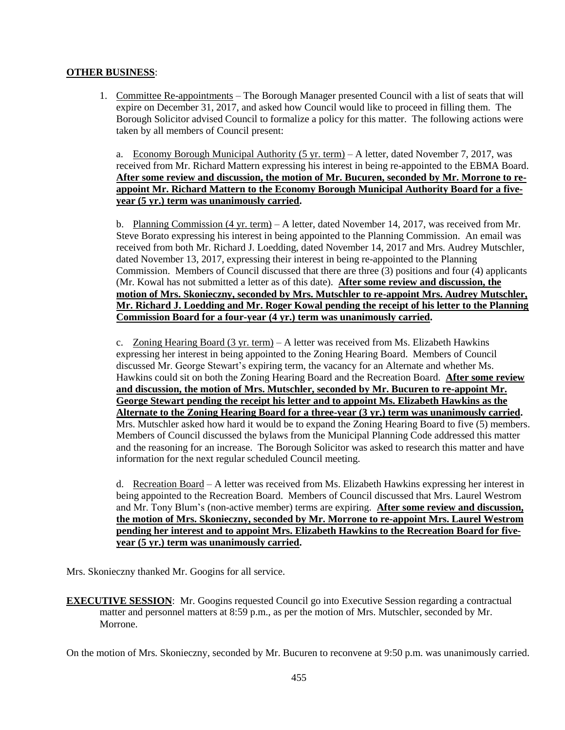**OTHER BUSINESS**:

1. Committee Re-appointments – The Borough Manager presented Council with a list of seats that will expire on December 31, 2017, and asked how Council would like to proceed in filling them. The Borough Solicitor advised Council to formalize a policy for this matter. The following actions were taken by all members of Council present:

   a. Economy Borough Municipal Authority (5 yr. term) – A letter, dated November 7, 2017, was received from Mr. Richard Mattern expressing his interest in being re-appointed to the EBMA Board. **After some review and discussion, the motion of Mr. Bucuren, seconded by Mr. Morrone to re-appoint Mr. Richard Mattern to the Economy Borough Municipal Authority Board for a five-year (5 yr.) term was unanimously carried.**

   b. Planning Commission (4 yr. term) – A letter, dated November 14, 2017, was received from Mr. Steve Borato expressing his interest in being appointed to the Planning Commission. An email was received from both Mr. Richard J. Loedding, dated November 14, 2017 and Mrs. Audrey Mutschler, dated November 13, 2017, expressing their interest in being re-appointed to the Planning Commission. Members of Council discussed that there are three (3) positions and four (4) applicants (Mr. Kowal has not submitted a letter as of this date). **After some review and discussion, the motion of Mrs. Skonieczny, seconded by Mrs. Mutschler to re-appoint Mrs. Audrey Mutschler, Mr. Richard J. Loedding and Mr. Roger Kowal pending the receipt of his letter to the Planning Commission Board for a four-year (4 yr.) term was unanimously carried.**

   c. Zoning Hearing Board (3 yr. term) – A letter was received from Ms. Elizabeth Hawkins expressing her interest in being appointed to the Zoning Hearing Board. Members of Council discussed Mr. George Stewart's expiring term, the vacancy for an Alternate and whether Ms. Hawkins could sit on both the Zoning Hearing Board and the Recreation Board. **After some review and discussion, the motion of Mrs. Mutschler, seconded by Mr. Bucuren to re-appoint Mr. George Stewart pending the receipt his letter and to appoint Ms. Elizabeth Hawkins as the Alternate to the Zoning Hearing Board for a three-year (3 yr.) term was unanimously carried.** Mrs. Mutschler asked how hard it would be to expand the Zoning Hearing Board to five (5) members. Members of Council discussed the bylaws from the Municipal Planning Code addressed this matter and the reasoning for an increase. The Borough Solicitor was asked to research this matter and have information for the next regular scheduled Council meeting.

   d. Recreation Board – A letter was received from Ms. Elizabeth Hawkins expressing her interest in being appointed to the Recreation Board. Members of Council discussed that Mrs. Laurel Westrom and Mr. Tony Blum's (non-active member) terms are expiring. **After some review and discussion, the motion of Mrs. Skonieczny, seconded by Mr. Morrone to re-appoint Mrs. Laurel Westrom pending her interest and to appoint Mrs. Elizabeth Hawkins to the Recreation Board for five-year (5 yr.) term was unanimously carried.**

Mrs. Skonieczny thanked Mr. Googins for all service.

**EXECUTIVE SESSION**: Mr. Googins requested Council go into Executive Session regarding a contractual matter and personnel matters at 8:59 p.m., as per the motion of Mrs. Mutschler, seconded by Mr. Morrone.

On the motion of Mrs. Skonieczny, seconded by Mr. Bucuren to reconvene at 9:50 p.m. was unanimously carried.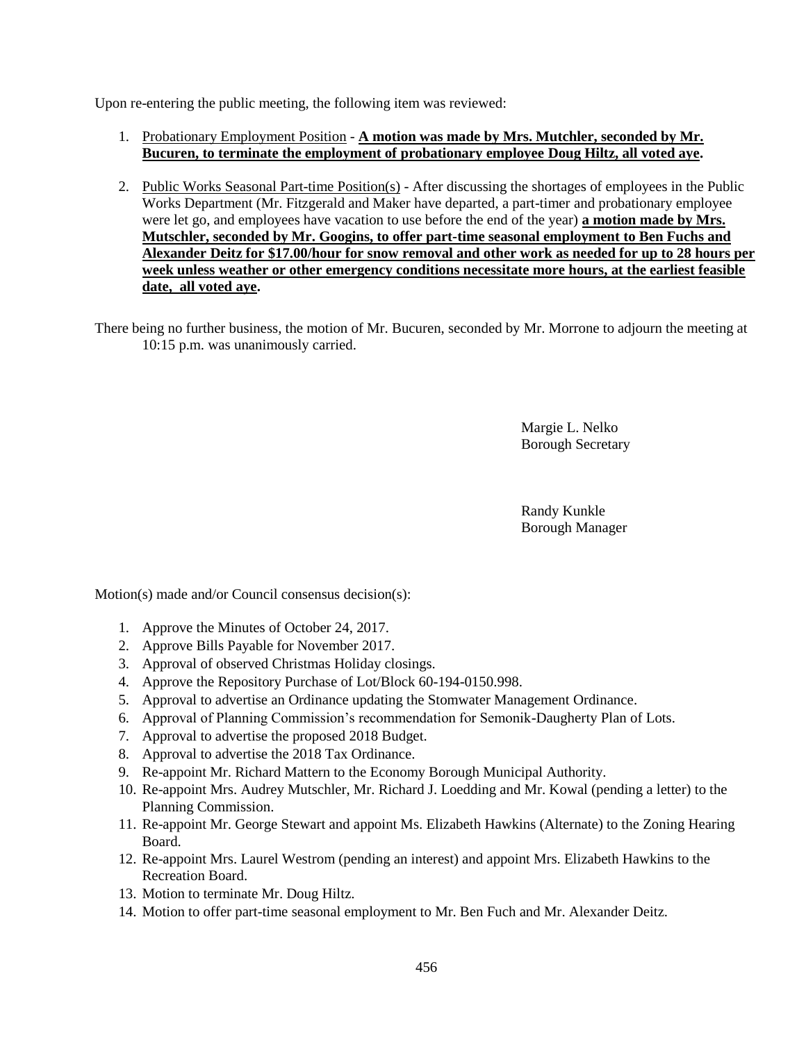Upon re-entering the public meeting, the following item was reviewed:

1. Probationary Employment Position - **A motion was made by Mrs. Mutchler, seconded by Mr. Bucuren, to terminate the employment of probationary employee Doug Hiltz, all voted aye.**

2. Public Works Seasonal Part-time Position(s) - After discussing the shortages of employees in the Public Works Department (Mr. Fitzgerald and Maker have departed, a part-timer and probationary employee were let go, and employees have vacation to use before the end of the year) **a motion made by Mrs. Mutschler, seconded by Mr. Googins, to offer part-time seasonal employment to Ben Fuchs and Alexander Deitz for $17.00/hour for snow removal and other work as needed for up to 28 hours per week unless weather or other emergency conditions necessitate more hours, at the earliest feasible date, all voted aye.**

There being no further business, the motion of Mr. Bucuren, seconded by Mr. Morrone to adjourn the meeting at 10:15 p.m. was unanimously carried.

Margie L. Nelko
Borough Secretary

Randy Kunkle
Borough Manager

Motion(s) made and/or Council consensus decision(s):

1. Approve the Minutes of October 24, 2017.
2. Approve Bills Payable for November 2017.
3. Approval of observed Christmas Holiday closings.
4. Approve the Repository Purchase of Lot/Block 60-194-0150.998.
5. Approval to advertise an Ordinance updating the Stomwater Management Ordinance.
6. Approval of Planning Commission's recommendation for Semonik-Daugherty Plan of Lots.
7. Approval to advertise the proposed 2018 Budget.
8. Approval to advertise the 2018 Tax Ordinance.
9. Re-appoint Mr. Richard Mattern to the Economy Borough Municipal Authority.
10. Re-appoint Mrs. Audrey Mutschler, Mr. Richard J. Loedding and Mr. Kowal (pending a letter) to the Planning Commission.
11. Re-appoint Mr. George Stewart and appoint Ms. Elizabeth Hawkins (Alternate) to the Zoning Hearing Board.
12. Re-appoint Mrs. Laurel Westrom (pending an interest) and appoint Mrs. Elizabeth Hawkins to the Recreation Board.
13. Motion to terminate Mr. Doug Hiltz.
14. Motion to offer part-time seasonal employment to Mr. Ben Fuch and Mr. Alexander Deitz.